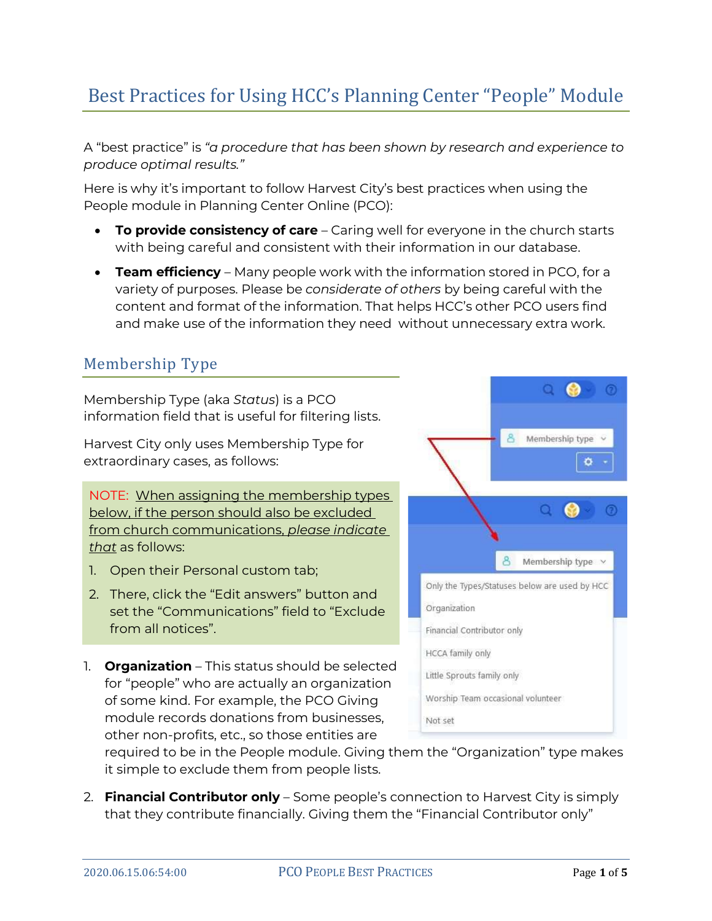# Best Practices for Using HCC's Planning Center "People" Module

A "best practice" is *"a procedure that has been shown by research and experience to produce optimal results."*

Here is why it's important to follow Harvest City's best practices when using the People module in Planning Center Online (PCO):

- **To provide consistency of care** – Caring well for everyone in the church starts with being careful and consistent with their information in our database.
- **Team efficiency** – Many people work with the information stored in PCO, for a variety of purposes. Please be *considerate of others* by being careful with the content and format of the information. That helps HCC's other PCO users find and make use of the information they need without unnecessary extra work.

## Membership Type

Membership Type (aka *Status*) is a PCO information field that is useful for filtering lists.

Harvest City only uses Membership Type for extraordinary cases, as follows:

> NOTE: When assigning the membership types below, if the person should also be excluded from church communications, *please indicate that* as follows:
>
> 1. Open their Personal custom tab;
> 2. There, click the "Edit answers" button and set the "Communications" field to "Exclude from all notices".

1. **Organization** – This status should be selected for "people" who are actually an organization of some kind. For example, the PCO Giving module records donations from businesses, other non-profits, etc., so those entities are required to be in the People module. Giving them the "Organization" type makes it simple to exclude them from people lists.
2. **Financial Contributor only** – Some people's connection to Harvest City is simply that they contribute financially. Giving them the "Financial Contributor only"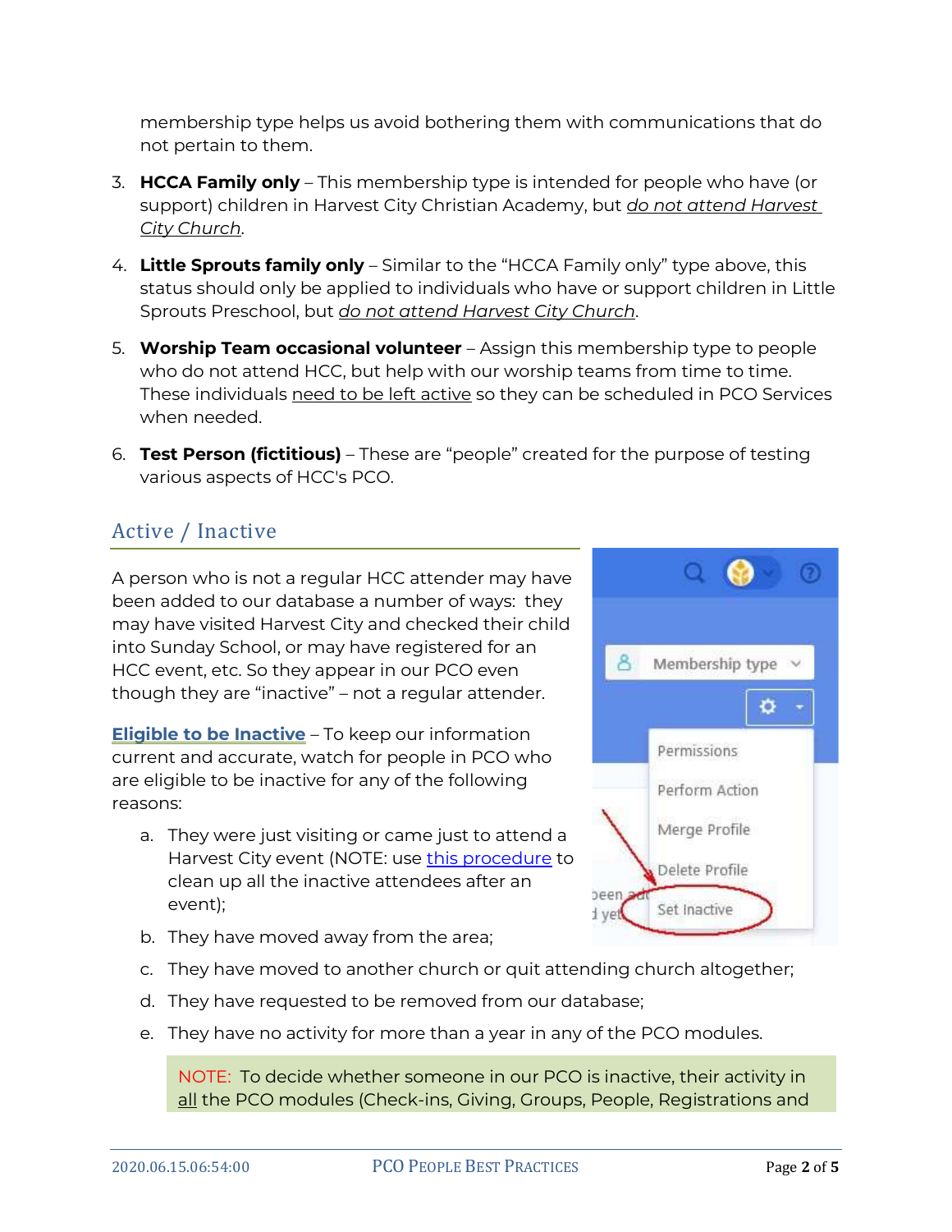membership type helps us avoid bothering them with communications that do not pertain to them.

3. **HCCA Family only** – This membership type is intended for people who have (or support) children in Harvest City Christian Academy, but *do not attend Harvest City Church*.
4. **Little Sprouts family only** – Similar to the "HCCA Family only" type above, this status should only be applied to individuals who have or support children in Little Sprouts Preschool, but *do not attend Harvest City Church*.
5. **Worship Team occasional volunteer** – Assign this membership type to people who do not attend HCC, but help with our worship teams from time to time. These individuals need to be left active so they can be scheduled in PCO Services when needed.
6. **Test Person (fictitious)** – These are "people" created for the purpose of testing various aspects of HCC's PCO.

## Active / Inactive

A person who is not a regular HCC attender may have been added to our database a number of ways: they may have visited Harvest City and checked their child into Sunday School, or may have registered for an HCC event, etc. So they appear in our PCO even though they are "inactive" – not a regular attender.

**Eligible to be Inactive** – To keep our information current and accurate, watch for people in PCO who are eligible to be inactive for any of the following reasons:

a. They were just visiting or came just to attend a Harvest City event (NOTE: use this procedure to clean up all the inactive attendees after an event);
b. They have moved away from the area;
c. They have moved to another church or quit attending church altogether;
d. They have requested to be removed from our database;
e. They have no activity for more than a year in any of the PCO modules.

> NOTE: To decide whether someone in our PCO is inactive, their activity in all the PCO modules (Check-ins, Giving, Groups, People, Registrations and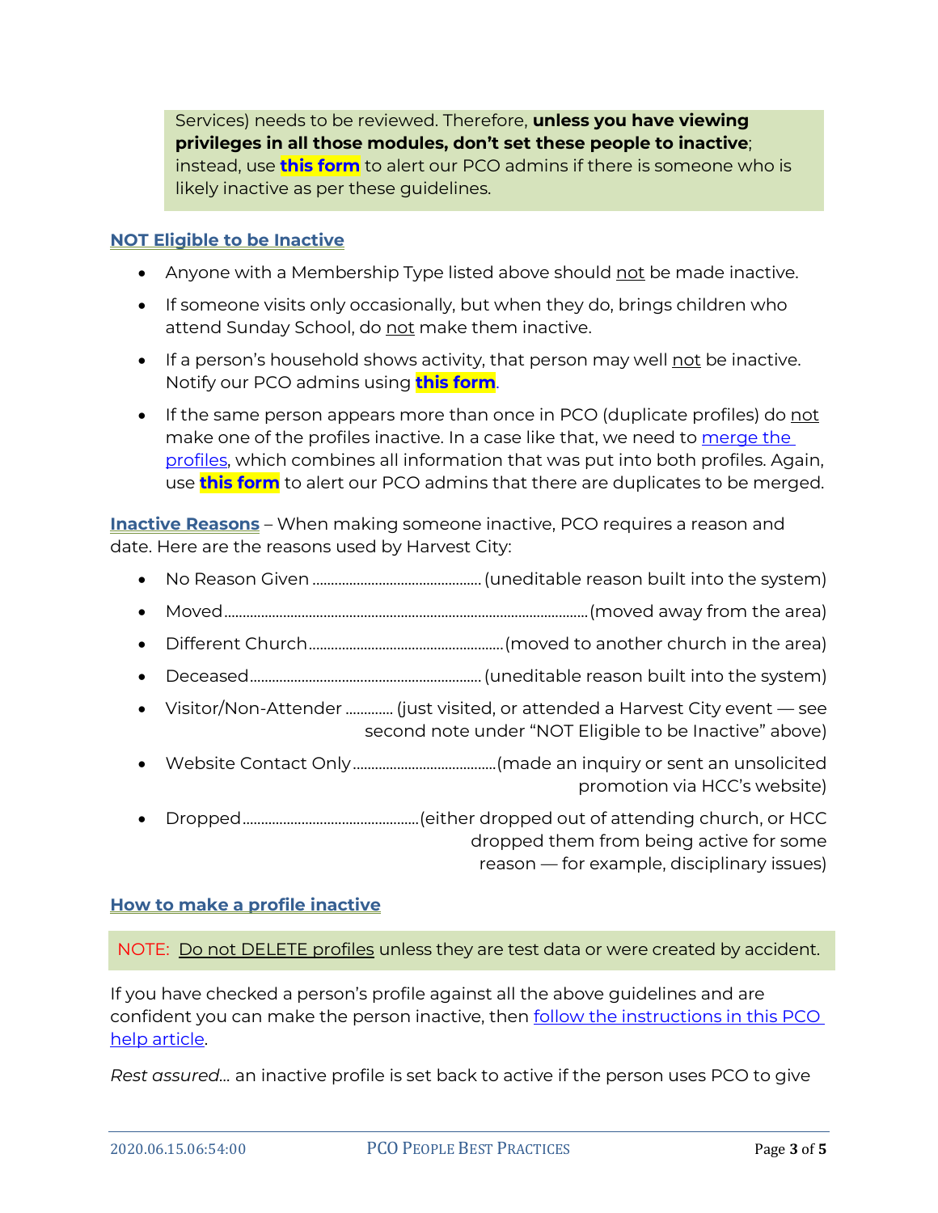Services) needs to be reviewed. Therefore, **unless you have viewing privileges in all those modules, don't set these people to inactive**; instead, use **this form** to alert our PCO admins if there is someone who is likely inactive as per these guidelines.

## NOT Eligible to be Inactive

- Anyone with a Membership Type listed above should not be made inactive.
- If someone visits only occasionally, but when they do, brings children who attend Sunday School, do not make them inactive.
- If a person's household shows activity, that person may well not be inactive. Notify our PCO admins using **this form**.
- If the same person appears more than once in PCO (duplicate profiles) do not make one of the profiles inactive. In a case like that, we need to merge the profiles, which combines all information that was put into both profiles. Again, use **this form** to alert our PCO admins that there are duplicates to be merged.

**Inactive Reasons** – When making someone inactive, PCO requires a reason and date. Here are the reasons used by Harvest City:

- No Reason Given ............................................ (uneditable reason built into the system)
- Moved ............................................ (moved away from the area)
- Different Church ............................................ (moved to another church in the area)
- Deceased ............................................ (uneditable reason built into the system)
- Visitor/Non-Attender ............ (just visited, or attended a Harvest City event — see second note under "NOT Eligible to be Inactive" above)
- Website Contact Only ............................................ (made an inquiry or sent an unsolicited promotion via HCC's website)
- Dropped ............................................ (either dropped out of attending church, or HCC dropped them from being active for some reason — for example, disciplinary issues)

## How to make a profile inactive

NOTE: Do not DELETE profiles unless they are test data or were created by accident.

If you have checked a person's profile against all the above guidelines and are confident you can make the person inactive, then follow the instructions in this PCO help article.

*Rest assured*… an inactive profile is set back to active if the person uses PCO to give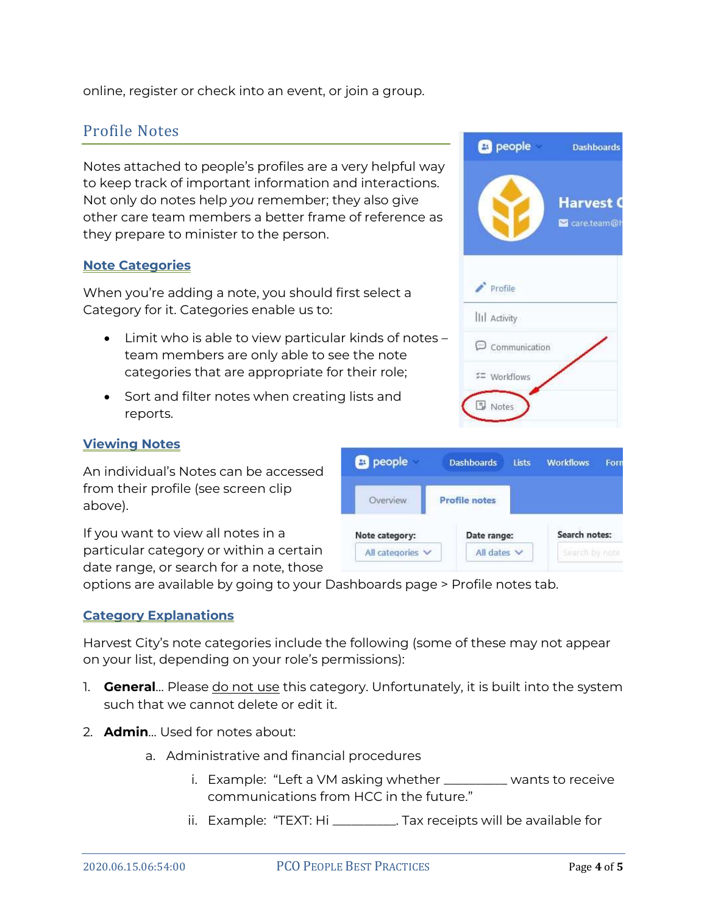online, register or check into an event, or join a group.

## Profile Notes

Notes attached to people's profiles are a very helpful way to keep track of important information and interactions. Not only do notes help *you* remember; they also give other care team members a better frame of reference as they prepare to minister to the person.

### Note Categories

When you're adding a note, you should first select a Category for it. Categories enable us to:

- Limit who is able to view particular kinds of notes – team members are only able to see the note categories that are appropriate for their role;
- Sort and filter notes when creating lists and reports.

### Viewing Notes

An individual's Notes can be accessed from their profile (see screen clip above).

If you want to view all notes in a particular category or within a certain date range, or search for a note, those options are available by going to your Dashboards page > Profile notes tab.

### Category Explanations

Harvest City's note categories include the following (some of these may not appear on your list, depending on your role's permissions):

1. **General**... Please do not use this category. Unfortunately, it is built into the system such that we cannot delete or edit it.
2. **Admin**... Used for notes about:
   a. Administrative and financial procedures
      i. Example: "Left a VM asking whether __________ wants to receive communications from HCC in the future."
      ii. Example: "TEXT: Hi __________. Tax receipts will be available for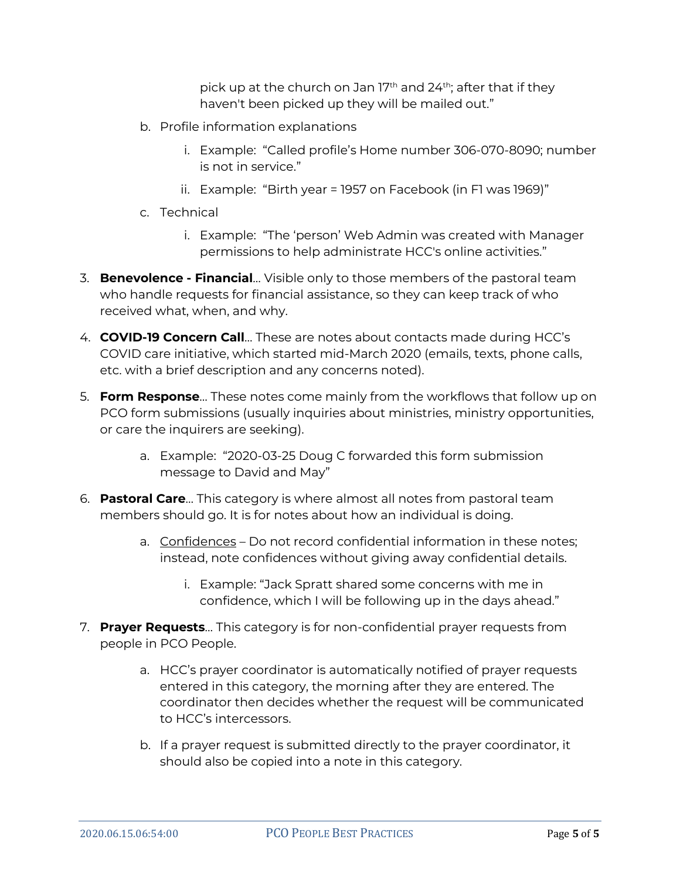pick up at the church on Jan 17th and 24th; after that if they haven't been picked up they will be mailed out."

   b. Profile information explanations

      i. Example: "Called profile's Home number 306-070-8090; number is not in service."

      ii. Example: "Birth year = 1957 on Facebook (in F1 was 1969)"

   c. Technical

      i. Example: "The 'person' Web Admin was created with Manager permissions to help administrate HCC's online activities."

3. **Benevolence - Financial**… Visible only to those members of the pastoral team who handle requests for financial assistance, so they can keep track of who received what, when, and why.

4. **COVID-19 Concern Call**… These are notes about contacts made during HCC's COVID care initiative, which started mid-March 2020 (emails, texts, phone calls, etc. with a brief description and any concerns noted).

5. **Form Response**… These notes come mainly from the workflows that follow up on PCO form submissions (usually inquiries about ministries, ministry opportunities, or care the inquirers are seeking).

   a. Example: "2020-03-25 Doug C forwarded this form submission message to David and May"

6. **Pastoral Care**… This category is where almost all notes from pastoral team members should go. It is for notes about how an individual is doing.

   a. <u>Confidences</u> – Do not record confidential information in these notes; instead, note confidences without giving away confidential details.

      i. Example: "Jack Spratt shared some concerns with me in confidence, which I will be following up in the days ahead."

7. **Prayer Requests**… This category is for non-confidential prayer requests from people in PCO People.

   a. HCC's prayer coordinator is automatically notified of prayer requests entered in this category, the morning after they are entered. The coordinator then decides whether the request will be communicated to HCC's intercessors.

   b. If a prayer request is submitted directly to the prayer coordinator, it should also be copied into a note in this category.